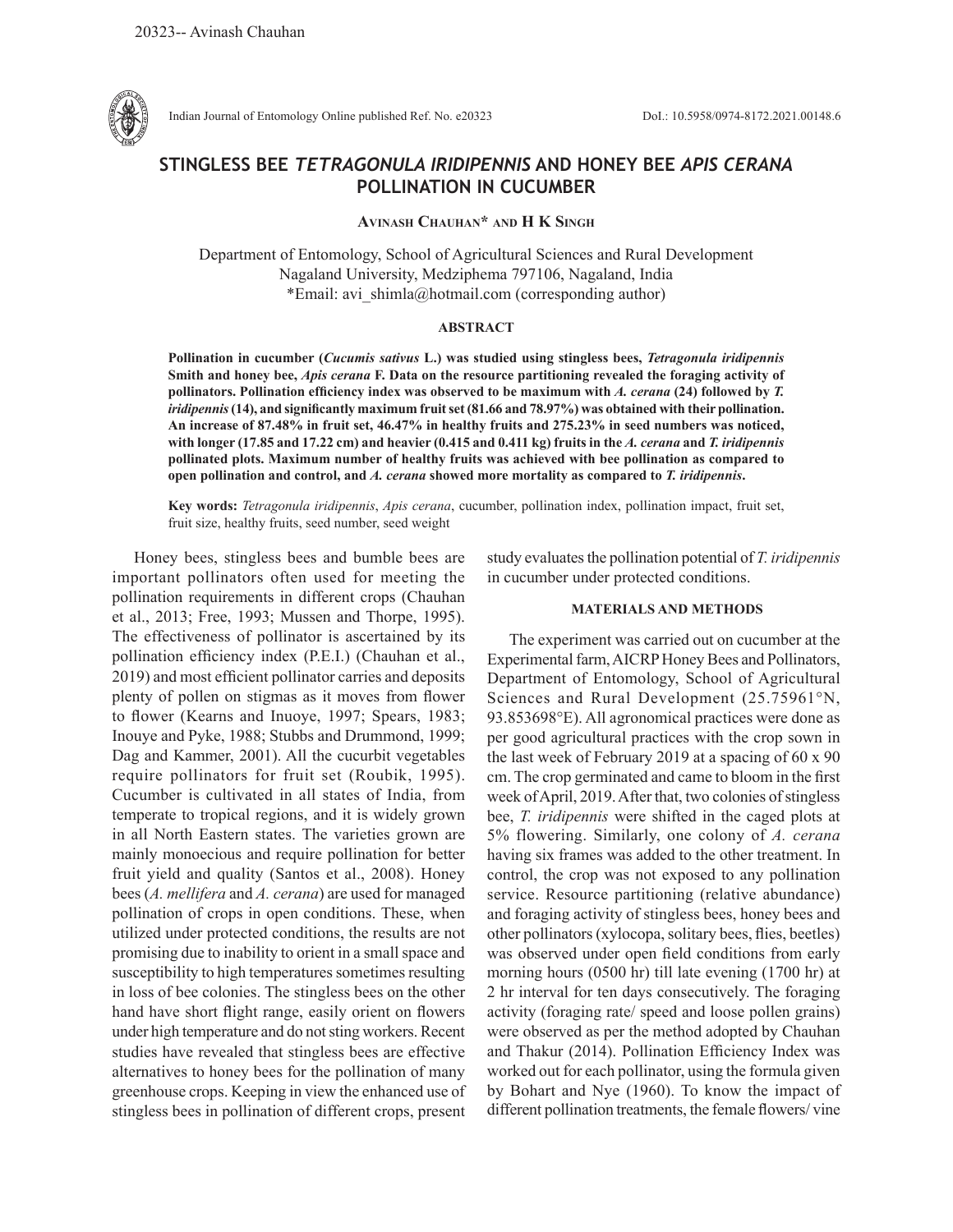# STINGLESS BEE *TETRAGONULA IRIDIPENNIS* AND HONEY BEE *APIS CERANA* POLLINATION IN CUCUMBER

**Avinash Chauhan\* and H K Singh**

Department of Entomology, School of Agricultural Sciences and Rural Development
Nagaland University, Medziphema 797106, Nagaland, India
\*Email: avi_shimla@hotmail.com (corresponding author)

## ABSTRACT

**Pollination in cucumber (*Cucumis sativus* L.) was studied using stingless bees, *Tetragonula iridipennis* Smith and honey bee, *Apis cerana* F. Data on the resource partitioning revealed the foraging activity of pollinators. Pollination efficiency index was observed to be maximum with *A. cerana* (24) followed by *T. iridipennis* (14), and significantly maximum fruit set (81.66 and 78.97%) was obtained with their pollination. An increase of 87.48% in fruit set, 46.47% in healthy fruits and 275.23% in seed numbers was noticed, with longer (17.85 and 17.22 cm) and heavier (0.415 and 0.411 kg) fruits in the *A. cerana* and *T. iridipennis* pollinated plots. Maximum number of healthy fruits was achieved with bee pollination as compared to open pollination and control, and *A. cerana* showed more mortality as compared to *T. iridipennis*.**

**Key words:** *Tetragonula iridipennis*, *Apis cerana*, cucumber, pollination index, pollination impact, fruit set, fruit size, healthy fruits, seed number, seed weight

Honey bees, stingless bees and bumble bees are important pollinators often used for meeting the pollination requirements in different crops (Chauhan et al., 2013; Free, 1993; Mussen and Thorpe, 1995). The effectiveness of pollinator is ascertained by its pollination efficiency index (P.E.I.) (Chauhan et al., 2019) and most efficient pollinator carries and deposits plenty of pollen on stigmas as it moves from flower to flower (Kearns and Inuoye, 1997; Spears, 1983; Inouye and Pyke, 1988; Stubbs and Drummond, 1999; Dag and Kammer, 2001). All the cucurbit vegetables require pollinators for fruit set (Roubik, 1995). Cucumber is cultivated in all states of India, from temperate to tropical regions, and it is widely grown in all North Eastern states. The varieties grown are mainly monoecious and require pollination for better fruit yield and quality (Santos et al., 2008). Honey bees (*A. mellifera* and *A. cerana*) are used for managed pollination of crops in open conditions. These, when utilized under protected conditions, the results are not promising due to inability to orient in a small space and susceptibility to high temperatures sometimes resulting in loss of bee colonies. The stingless bees on the other hand have short flight range, easily orient on flowers under high temperature and do not sting workers. Recent studies have revealed that stingless bees are effective alternatives to honey bees for the pollination of many greenhouse crops. Keeping in view the enhanced use of stingless bees in pollination of different crops, present study evaluates the pollination potential of *T. iridipennis* in cucumber under protected conditions.

## MATERIALS AND METHODS

The experiment was carried out on cucumber at the Experimental farm, AICRP Honey Bees and Pollinators, Department of Entomology, School of Agricultural Sciences and Rural Development (25.75961°N, 93.853698°E). All agronomical practices were done as per good agricultural practices with the crop sown in the last week of February 2019 at a spacing of 60 x 90 cm. The crop germinated and came to bloom in the first week of April, 2019. After that, two colonies of stingless bee, *T. iridipennis* were shifted in the caged plots at 5% flowering. Similarly, one colony of *A. cerana* having six frames was added to the other treatment. In control, the crop was not exposed to any pollination service. Resource partitioning (relative abundance) and foraging activity of stingless bees, honey bees and other pollinators (xylocopa, solitary bees, flies, beetles) was observed under open field conditions from early morning hours (0500 hr) till late evening (1700 hr) at 2 hr interval for ten days consecutively. The foraging activity (foraging rate/ speed and loose pollen grains) were observed as per the method adopted by Chauhan and Thakur (2014). Pollination Efficiency Index was worked out for each pollinator, using the formula given by Bohart and Nye (1960). To know the impact of different pollination treatments, the female flowers/ vine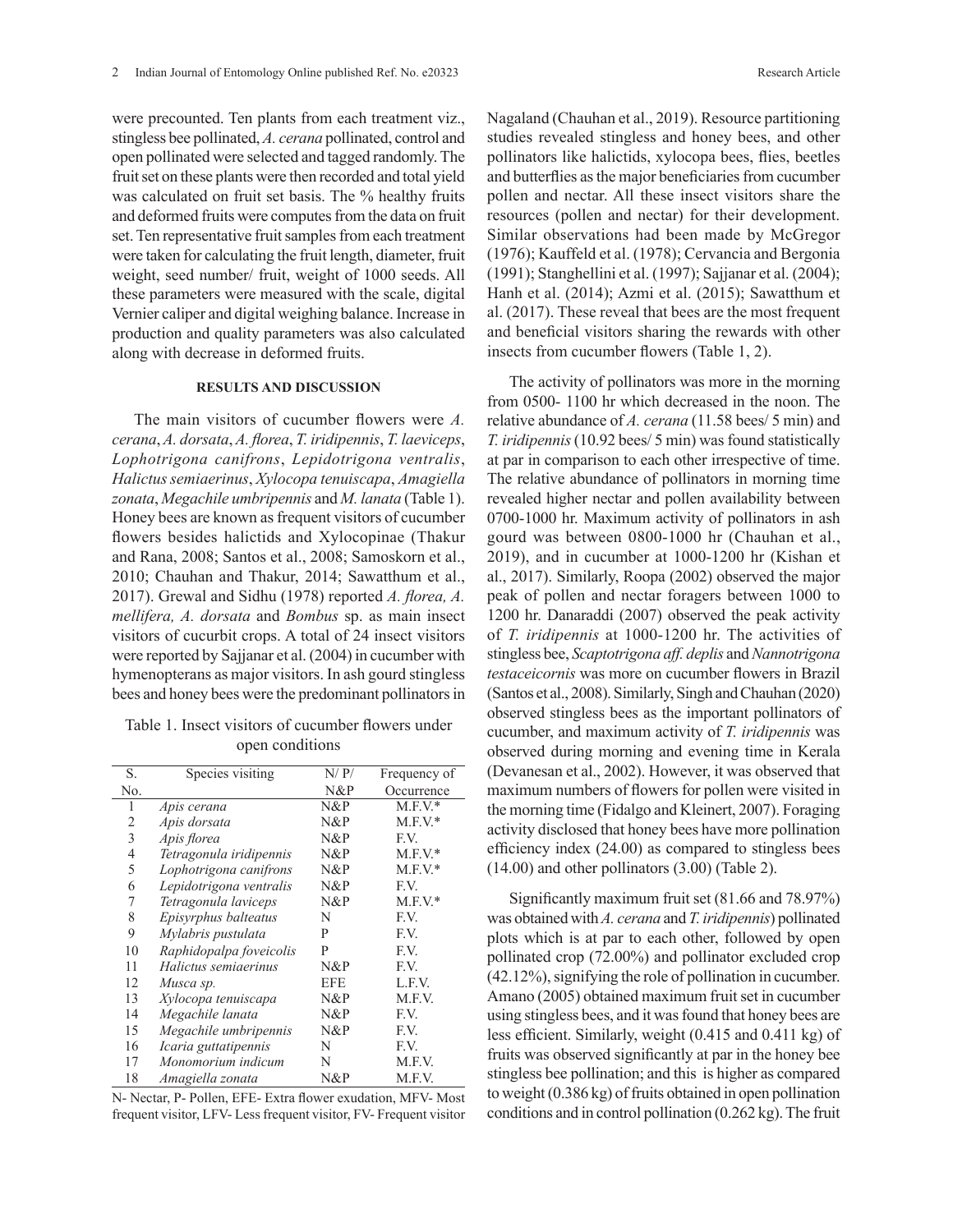were precounted. Ten plants from each treatment viz., stingless bee pollinated, *A. cerana* pollinated, control and open pollinated were selected and tagged randomly. The fruit set on these plants were then recorded and total yield was calculated on fruit set basis. The % healthy fruits and deformed fruits were computes from the data on fruit set. Ten representative fruit samples from each treatment were taken for calculating the fruit length, diameter, fruit weight, seed number/ fruit, weight of 1000 seeds. All these parameters were measured with the scale, digital Vernier caliper and digital weighing balance. Increase in production and quality parameters was also calculated along with decrease in deformed fruits.

## RESULTS AND DISCUSSION

The main visitors of cucumber flowers were *A. cerana*, *A. dorsata*, *A. florea*, *T. iridipennis*, *T. laeviceps*, *Lophotrigona canifrons*, *Lepidotrigona ventralis*, *Halictus semiaerinus*, *Xylocopa tenuiscapa*, *Amagiella zonata*, *Megachile umbripennis* and *M. lanata* (Table 1). Honey bees are known as frequent visitors of cucumber flowers besides halictids and Xylocopinae (Thakur and Rana, 2008; Santos et al., 2008; Samoskorn et al., 2010; Chauhan and Thakur, 2014; Sawatthum et al., 2017). Grewal and Sidhu (1978) reported *A. florea, A. mellifera, A. dorsata* and *Bombus* sp. as main insect visitors of cucurbit crops. A total of 24 insect visitors were reported by Sajjanar et al. (2004) in cucumber with hymenopterans as major visitors. In ash gourd stingless bees and honey bees were the predominant pollinators in Nagaland (Chauhan et al., 2019). Resource partitioning studies revealed stingless and honey bees, and other pollinators like halictids, xylocopa bees, flies, beetles and butterflies as the major beneficiaries from cucumber pollen and nectar. All these insect visitors share the resources (pollen and nectar) for their development. Similar observations had been made by McGregor (1976); Kauffeld et al. (1978); Cervancia and Bergonia (1991); Stanghellini et al. (1997); Sajjanar et al. (2004); Hanh et al. (2014); Azmi et al. (2015); Sawatthum et al. (2017). These reveal that bees are the most frequent and beneficial visitors sharing the rewards with other insects from cucumber flowers (Table 1, 2).

Table 1. Insect visitors of cucumber flowers under open conditions

| S. No. | Species visiting | N/ P/ N&P | Frequency of Occurrence |
|---|---|---|---|
| 1 | *Apis cerana* | N&P | M.F.V.* |
| 2 | *Apis dorsata* | N&P | M.F.V.* |
| 3 | *Apis florea* | N&P | F.V. |
| 4 | *Tetragonula iridipennis* | N&P | M.F.V.* |
| 5 | *Lophotrigona canifrons* | N&P | M.F.V.* |
| 6 | *Lepidotrigona ventralis* | N&P | F.V. |
| 7 | *Tetragonula laviceps* | N&P | M.F.V.* |
| 8 | *Episyrphus balteatus* | N | F.V. |
| 9 | *Mylabris pustulata* | P | F.V. |
| 10 | *Raphidopalpa foveicolis* | P | F.V. |
| 11 | *Halictus semiaerinus* | N&P | F.V. |
| 12 | *Musca sp.* | EFE | L.F.V. |
| 13 | *Xylocopa tenuiscapa* | N&P | M.F.V. |
| 14 | *Megachile lanata* | N&P | F.V. |
| 15 | *Megachile umbripennis* | N&P | F.V. |
| 16 | *Icaria guttatipennis* | N | F.V. |
| 17 | *Monomorium indicum* | N | M.F.V. |
| 18 | *Amagiella zonata* | N&P | M.F.V. |

N- Nectar, P- Pollen, EFE- Extra flower exudation, MFV- Most frequent visitor, LFV- Less frequent visitor, FV- Frequent visitor

The activity of pollinators was more in the morning from 0500- 1100 hr which decreased in the noon. The relative abundance of *A. cerana* (11.58 bees/ 5 min) and *T. iridipennis* (10.92 bees/ 5 min) was found statistically at par in comparison to each other irrespective of time. The relative abundance of pollinators in morning time revealed higher nectar and pollen availability between 0700-1000 hr. Maximum activity of pollinators in ash gourd was between 0800-1000 hr (Chauhan et al., 2019), and in cucumber at 1000-1200 hr (Kishan et al., 2017). Similarly, Roopa (2002) observed the major peak of pollen and nectar foragers between 1000 to 1200 hr. Danaraddi (2007) observed the peak activity of *T. iridipennis* at 1000-1200 hr. The activities of stingless bee, *Scaptotrigona aff. deplis* and *Nannotrigona testaceicornis* was more on cucumber flowers in Brazil (Santos et al., 2008). Similarly, Singh and Chauhan (2020) observed stingless bees as the important pollinators of cucumber, and maximum activity of *T. iridipennis* was observed during morning and evening time in Kerala (Devanesan et al., 2002). However, it was observed that maximum numbers of flowers for pollen were visited in the morning time (Fidalgo and Kleinert, 2007). Foraging activity disclosed that honey bees have more pollination efficiency index (24.00) as compared to stingless bees (14.00) and other pollinators (3.00) (Table 2).

Significantly maximum fruit set (81.66 and 78.97%) was obtained with *A. cerana* and *T. iridipennis*) pollinated plots which is at par to each other, followed by open pollinated crop (72.00%) and pollinator excluded crop (42.12%), signifying the role of pollination in cucumber. Amano (2005) obtained maximum fruit set in cucumber using stingless bees, and it was found that honey bees are less efficient. Similarly, weight (0.415 and 0.411 kg) of fruits was observed significantly at par in the honey bee stingless bee pollination; and this is higher as compared to weight (0.386 kg) of fruits obtained in open pollination conditions and in control pollination (0.262 kg). The fruit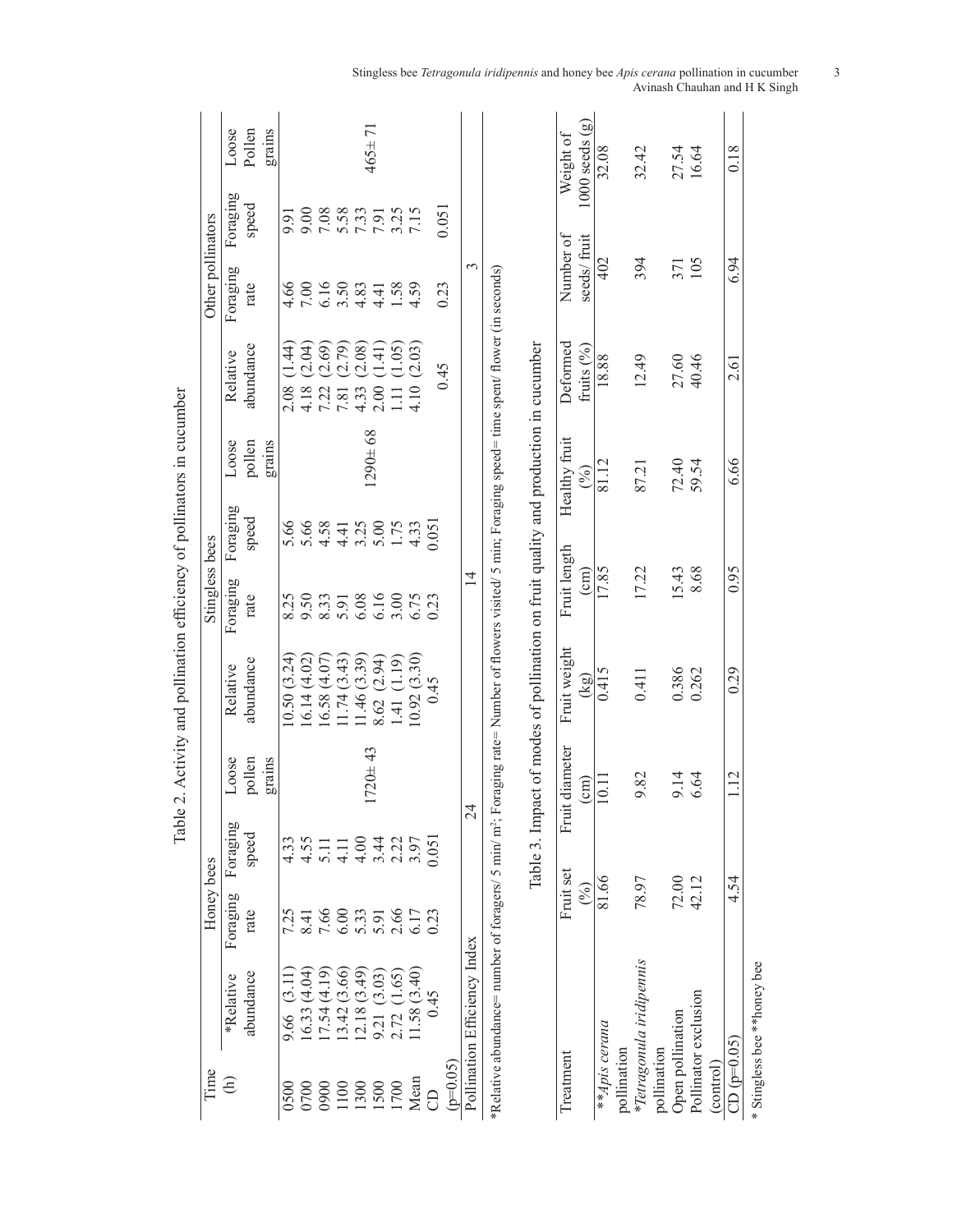Table 2. Activity and pollination efficiency of pollinators in cucumber

| Time (h) | Honey bees | | | | Stingless bees | | | | Other pollinators | | | |
|---|---|---|---|---|---|---|---|---|---|---|---|---|
| | *Relative abundance | Foraging rate | Foraging speed | Loose pollen grains | Relative abundance | Foraging rate | Foraging speed | Loose pollen grains | Relative abundance | Foraging rate | Foraging speed | Loose Pollen grains |
| 0500 | 9.66 (3.11) | 7.25 | 4.33 | | 10.50 (3.24) | 8.25 | 5.66 | | 2.08 (1.44) | 4.66 | 9.91 | |
| 0700 | 16.33 (4.04) | 8.41 | 4.55 | | 16.14 (4.02) | 9.50 | 5.66 | | 4.18 (2.04) | 7.00 | 9.00 | |
| 0900 | 17.54 (4.19) | 7.66 | 5.11 | | 16.58 (4.07) | 8.33 | 4.58 | | 7.22 (2.69) | 6.16 | 7.08 | |
| 1100 | 13.42 (3.66) | 6.00 | 4.11 | | 11.74 (3.43) | 5.91 | 4.41 | | 7.81 (2.79) | 3.50 | 5.58 | |
| 1300 | 12.18 (3.49) | 5.33 | 4.00 | 1720± 43 | 11.46 (3.39) | 6.08 | 3.25 | 1290± 68 | 4.33 (2.08) | 4.83 | 7.33 | 465± 71 |
| 1500 | 9.21 (3.03) | 5.91 | 3.44 | | 8.62 (2.94) | 6.16 | 5.00 | | 2.00 (1.41) | 4.41 | 7.91 | |
| 1700 | 2.72 (1.65) | 2.66 | 2.22 | | 1.41 (1.19) | 3.00 | 1.75 | | 1.11 (1.05) | 1.58 | 3.25 | |
| Mean | 11.58 (3.40) | 6.17 | 3.97 | | 10.92 (3.30) | 6.75 | 4.33 | | 4.10 (2.03) | 4.59 | 7.15 | |
| CD (p=0.05) | 0.45 | 0.23 | 0.051 | | 0.45 | 0.23 | 0.051 | | 0.45 | 0.23 | 0.051 | |
| Pollination Efficiency Index | | 24 | | | | 14 | | | | 3 | | |

*Relative abundance= number of foragers/ 5 min/ m$^2$; Foraging rate= Number of flowers visited/ 5 min; Foraging speed= time spent/ flower (in seconds)

Table 3. Impact of modes of pollination on fruit quality and production in cucumber

| Treatment | Fruit set (%) | Fruit diameter (cm) | Fruit weight (kg) | Fruit length (cm) | Healthy fruit (%) | Deformed fruits (%) | Number of seeds/ fruit | Weight of 1000 seeds (g) |
|---|---|---|---|---|---|---|---|---|
| ***Apis cerana* pollination | 81.66 | 10.11 | 0.415 | 17.85 | 81.12 | 18.88 | 402 | 32.08 |
| **Tetragonula iridipennis* pollination | 78.97 | 9.82 | 0.411 | 17.22 | 87.21 | 12.49 | 394 | 32.42 |
| Open pollination | 72.00 | 9.14 | 0.386 | 15.43 | 72.40 | 27.60 | 371 | 27.54 |
| Pollinator exclusion (control) | 42.12 | 6.64 | 0.262 | 8.68 | 59.54 | 40.46 | 105 | 16.64 |
| CD (p=0.05) | 4.54 | 1.12 | 0.29 | 0.95 | 6.66 | 2.61 | 6.94 | 0.18 |

* Stingless bee **honey bee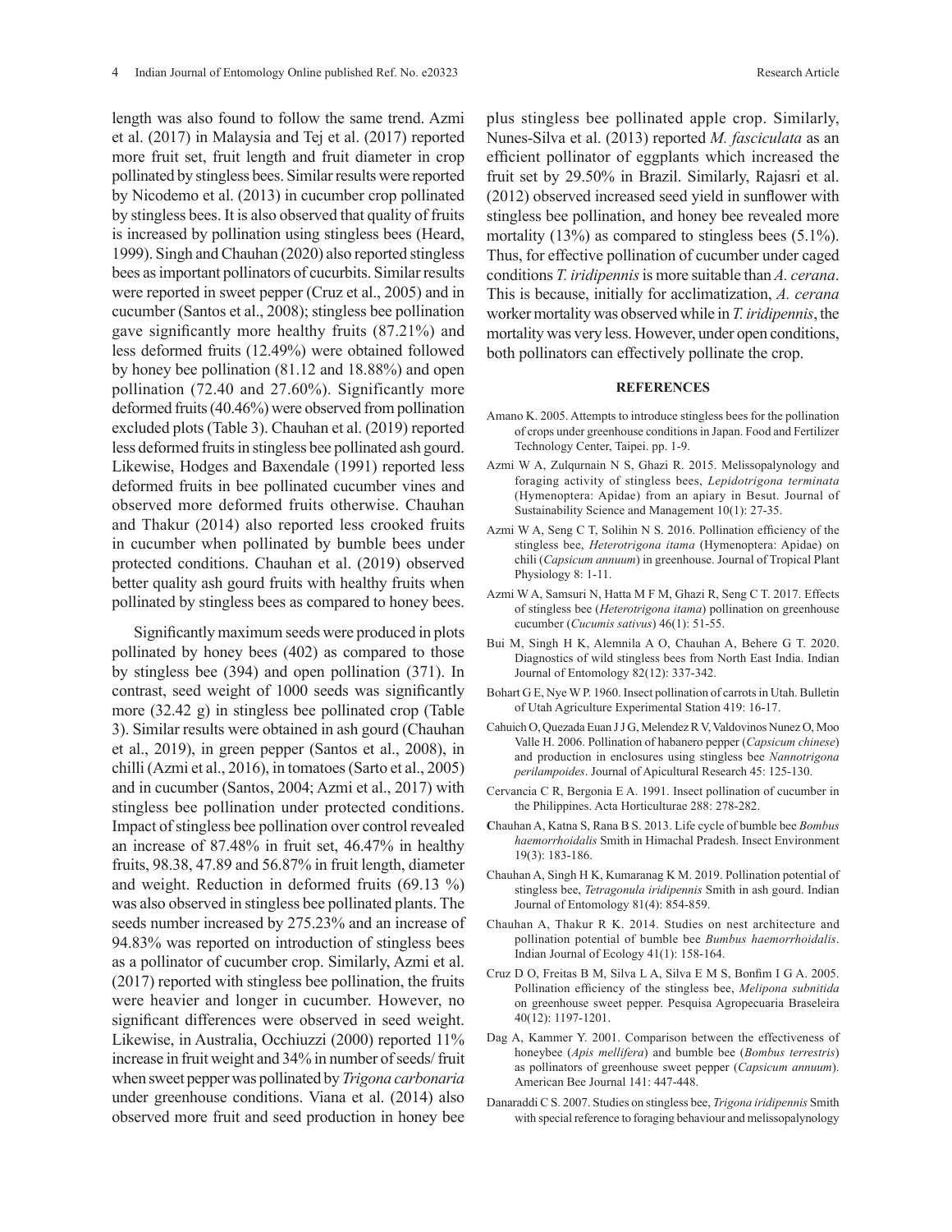length was also found to follow the same trend. Azmi et al. (2017) in Malaysia and Tej et al. (2017) reported more fruit set, fruit length and fruit diameter in crop pollinated by stingless bees. Similar results were reported by Nicodemo et al. (2013) in cucumber crop pollinated by stingless bees. It is also observed that quality of fruits is increased by pollination using stingless bees (Heard, 1999). Singh and Chauhan (2020) also reported stingless bees as important pollinators of cucurbits. Similar results were reported in sweet pepper (Cruz et al., 2005) and in cucumber (Santos et al., 2008); stingless bee pollination gave significantly more healthy fruits (87.21%) and less deformed fruits (12.49%) were obtained followed by honey bee pollination (81.12 and 18.88%) and open pollination (72.40 and 27.60%). Significantly more deformed fruits (40.46%) were observed from pollination excluded plots (Table 3). Chauhan et al. (2019) reported less deformed fruits in stingless bee pollinated ash gourd. Likewise, Hodges and Baxendale (1991) reported less deformed fruits in bee pollinated cucumber vines and observed more deformed fruits otherwise. Chauhan and Thakur (2014) also reported less crooked fruits in cucumber when pollinated by bumble bees under protected conditions. Chauhan et al. (2019) observed better quality ash gourd fruits with healthy fruits when pollinated by stingless bees as compared to honey bees.

Significantly maximum seeds were produced in plots pollinated by honey bees (402) as compared to those by stingless bee (394) and open pollination (371). In contrast, seed weight of 1000 seeds was significantly more (32.42 g) in stingless bee pollinated crop (Table 3). Similar results were obtained in ash gourd (Chauhan et al., 2019), in green pepper (Santos et al., 2008), in chilli (Azmi et al., 2016), in tomatoes (Sarto et al., 2005) and in cucumber (Santos, 2004; Azmi et al., 2017) with stingless bee pollination under protected conditions. Impact of stingless bee pollination over control revealed an increase of 87.48% in fruit set, 46.47% in healthy fruits, 98.38, 47.89 and 56.87% in fruit length, diameter and weight. Reduction in deformed fruits (69.13 %) was also observed in stingless bee pollinated plants. The seeds number increased by 275.23% and an increase of 94.83% was reported on introduction of stingless bees as a pollinator of cucumber crop. Similarly, Azmi et al. (2017) reported with stingless bee pollination, the fruits were heavier and longer in cucumber. However, no significant differences were observed in seed weight. Likewise, in Australia, Occhiuzzi (2000) reported 11% increase in fruit weight and 34% in number of seeds/ fruit when sweet pepper was pollinated by *Trigona carbonaria* under greenhouse conditions. Viana et al. (2014) also observed more fruit and seed production in honey bee plus stingless bee pollinated apple crop. Similarly, Nunes-Silva et al. (2013) reported *M. fasciculata* as an efficient pollinator of eggplants which increased the fruit set by 29.50% in Brazil. Similarly, Rajasri et al. (2012) observed increased seed yield in sunflower with stingless bee pollination, and honey bee revealed more mortality (13%) as compared to stingless bees (5.1%). Thus, for effective pollination of cucumber under caged conditions *T. iridipennis* is more suitable than *A. cerana*. This is because, initially for acclimatization, *A. cerana* worker mortality was observed while in *T. iridipennis*, the mortality was very less. However, under open conditions, both pollinators can effectively pollinate the crop.

## REFERENCES

Amano K. 2005. Attempts to introduce stingless bees for the pollination of crops under greenhouse conditions in Japan. Food and Fertilizer Technology Center, Taipei. pp. 1-9.

Azmi W A, Zulqurnain N S, Ghazi R. 2015. Melissopalynology and foraging activity of stingless bees, *Lepidotrigona terminata* (Hymenoptera: Apidae) from an apiary in Besut. Journal of Sustainability Science and Management 10(1): 27-35.

Azmi W A, Seng C T, Solihin N S. 2016. Pollination efficiency of the stingless bee, *Heterotrigona itama* (Hymenoptera: Apidae) on chili (*Capsicum annuum*) in greenhouse. Journal of Tropical Plant Physiology 8: 1-11.

Azmi W A, Samsuri N, Hatta M F M, Ghazi R, Seng C T. 2017. Effects of stingless bee (*Heterotrigona itama*) pollination on greenhouse cucumber (*Cucumis sativus*) 46(1): 51-55.

Bui M, Singh H K, Alemnila A O, Chauhan A, Behere G T. 2020. Diagnostics of wild stingless bees from North East India. Indian Journal of Entomology 82(12): 337-342.

Bohart G E, Nye W P. 1960. Insect pollination of carrots in Utah. Bulletin of Utah Agriculture Experimental Station 419: 16-17.

Cahuich O, Quezada Euan J J G, Melendez R V, Valdovinos Nunez O, Moo Valle H. 2006. Pollination of habanero pepper (*Capsicum chinese*) and production in enclosures using stingless bee *Nannotrigona perilampoides*. Journal of Apicultural Research 45: 125-130.

Cervancia C R, Bergonia E A. 1991. Insect pollination of cucumber in the Philippines. Acta Horticulturae 288: 278-282.

Chauhan A, Katna S, Rana B S. 2013. Life cycle of bumble bee *Bombus haemorrhoidalis* Smith in Himachal Pradesh. Insect Environment 19(3): 183-186.

Chauhan A, Singh H K, Kumaranag K M. 2019. Pollination potential of stingless bee, *Tetragonula iridipennis* Smith in ash gourd. Indian Journal of Entomology 81(4): 854-859.

Chauhan A, Thakur R K. 2014. Studies on nest architecture and pollination potential of bumble bee *Bumbus haemorrhoidalis*. Indian Journal of Ecology 41(1): 158-164.

Cruz D O, Freitas B M, Silva L A, Silva E M S, Bonfim I G A. 2005. Pollination efficiency of the stingless bee, *Melipona subnitida* on greenhouse sweet pepper. Pesquisa Agropecuaria Braseleira 40(12): 1197-1201.

Dag A, Kammer Y. 2001. Comparison between the effectiveness of honeybee (*Apis mellifera*) and bumble bee (*Bombus terrestris*) as pollinators of greenhouse sweet pepper (*Capsicum annuum*). American Bee Journal 141: 447-448.

Danaraddi C S. 2007. Studies on stingless bee, *Trigona iridipennis* Smith with special reference to foraging behaviour and melissopalynology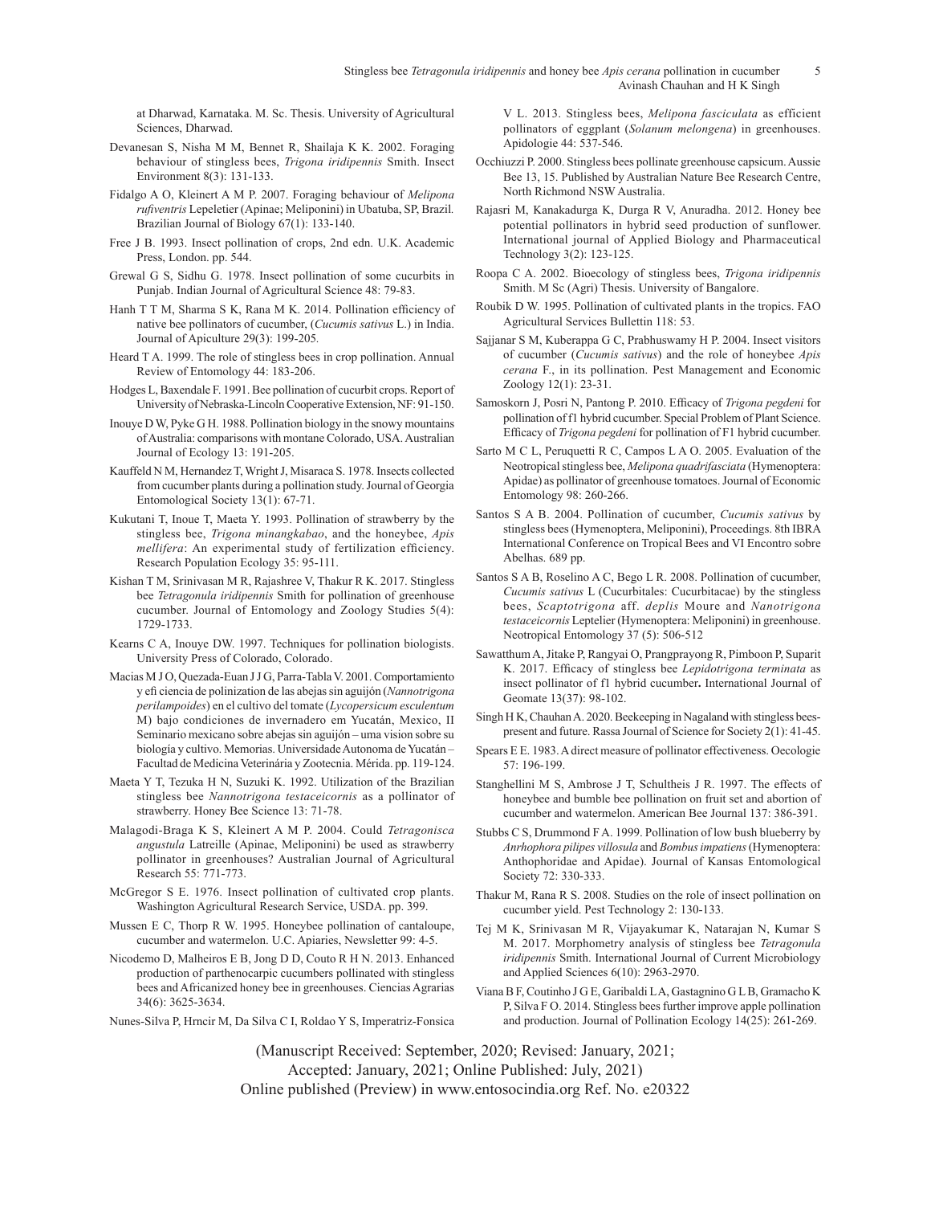at Dharwad, Karnataka. M. Sc. Thesis. University of Agricultural Sciences, Dharwad.

Devanesan S, Nisha M M, Bennet R, Shailaja K K. 2002. Foraging behaviour of stingless bees, *Trigona iridipennis* Smith. Insect Environment 8(3): 131-133.

Fidalgo A O, Kleinert A M P. 2007. Foraging behaviour of *Melipona rufiventris* Lepeletier (Apinae; Meliponini) in Ubatuba, SP, Brazil. Brazilian Journal of Biology 67(1): 133-140.

Free J B. 1993. Insect pollination of crops, 2nd edn. U.K. Academic Press, London. pp. 544.

Grewal G S, Sidhu G. 1978. Insect pollination of some cucurbits in Punjab. Indian Journal of Agricultural Science 48: 79-83.

Hanh T T M, Sharma S K, Rana M K. 2014. Pollination efficiency of native bee pollinators of cucumber, (*Cucumis sativus* L.) in India. Journal of Apiculture 29(3): 199-205.

Heard T A. 1999. The role of stingless bees in crop pollination. Annual Review of Entomology 44: 183-206.

Hodges L, Baxendale F. 1991. Bee pollination of cucurbit crops. Report of University of Nebraska-Lincoln Cooperative Extension, NF: 91-150.

Inouye D W, Pyke G H. 1988. Pollination biology in the snowy mountains of Australia: comparisons with montane Colorado, USA. Australian Journal of Ecology 13: 191-205.

Kauffeld N M, Hernandez T, Wright J, Misaraca S. 1978. Insects collected from cucumber plants during a pollination study. Journal of Georgia Entomological Society 13(1): 67-71.

Kukutani T, Inoue T, Maeta Y. 1993. Pollination of strawberry by the stingless bee, *Trigona minangkabao*, and the honeybee, *Apis mellifera*: An experimental study of fertilization efficiency. Research Population Ecology 35: 95-111.

Kishan T M, Srinivasan M R, Rajashree V, Thakur R K. 2017. Stingless bee *Tetragonula iridipennis* Smith for pollination of greenhouse cucumber. Journal of Entomology and Zoology Studies 5(4): 1729-1733.

Kearns C A, Inouye DW. 1997. Techniques for pollination biologists. University Press of Colorado, Colorado.

Macias M J O, Quezada-Euan J J G, Parra-Tabla V. 2001. Comportamiento y efi ciencia de polinización de las abejas sin aguijón (*Nannotrigona perilampoides*) en el cultivo del tomate (*Lycopersicum esculentum* M) bajo condiciones de invernadero em Yucatán, Mexico, II Seminario mexicano sobre abejas sin aguijón – uma vision sobre su biología y cultivo. Memorias. Universidade Autonoma de Yucatán – Facultad de Medicina Veterinária y Zootecnia. Mérida. pp. 119-124.

Maeta Y T, Tezuka H N, Suzuki K. 1992. Utilization of the Brazilian stingless bee *Nannotrigona testaceicornis* as a pollinator of strawberry. Honey Bee Science 13: 71-78.

Malagodi-Braga K S, Kleinert A M P. 2004. Could *Tetragonisca angustula* Latreille (Apinae, Meliponini) be used as strawberry pollinator in greenhouses? Australian Journal of Agricultural Research 55: 771-773.

McGregor S E. 1976. Insect pollination of cultivated crop plants. Washington Agricultural Research Service, USDA. pp. 399.

Mussen E C, Thorp R W. 1995. Honeybee pollination of cantaloupe, cucumber and watermelon. U.C. Apiaries, Newsletter 99: 4-5.

Nicodemo D, Malheiros E B, Jong D D, Couto R H N. 2013. Enhanced production of parthenocarpic cucumbers pollinated with stingless bees and Africanized honey bee in greenhouses. Ciencias Agrarias 34(6): 3625-3634.

Nunes-Silva P, Hrncir M, Da Silva C I, Roldao Y S, Imperatriz-Fonsica V L. 2013. Stingless bees, *Melipona fasciculata* as efficient pollinators of eggplant (*Solanum melongena*) in greenhouses. Apidologie 44: 537-546.

Occhiuzzi P. 2000. Stingless bees pollinate greenhouse capsicum. Aussie Bee 13, 15. Published by Australian Nature Bee Research Centre, North Richmond NSW Australia.

Rajasri M, Kanakadurga K, Durga R V, Anuradha. 2012. Honey bee potential pollinators in hybrid seed production of sunflower. International journal of Applied Biology and Pharmaceutical Technology 3(2): 123-125.

Roopa C A. 2002. Bioecology of stingless bees, *Trigona iridipennis* Smith. M Sc (Agri) Thesis. University of Bangalore.

Roubik D W. 1995. Pollination of cultivated plants in the tropics. FAO Agricultural Services Bullettin 118: 53.

Sajjanar S M, Kuberappa G C, Prabhuswamy H P. 2004. Insect visitors of cucumber (*Cucumis sativus*) and the role of honeybee *Apis cerana* F., in its pollination. Pest Management and Economic Zoology 12(1): 23-31.

Samoskorn J, Posri N, Pantong P. 2010. Efficacy of *Trigona pegdeni* for pollination of f1 hybrid cucumber. Special Problem of Plant Science. Efficacy of *Trigona pegdeni* for pollination of F1 hybrid cucumber.

Sarto M C L, Peruquetti R C, Campos L A O. 2005. Evaluation of the Neotropical stingless bee, *Melipona quadrifasciata* (Hymenoptera: Apidae) as pollinator of greenhouse tomatoes. Journal of Economic Entomology 98: 260-266.

Santos S A B. 2004. Pollination of cucumber, *Cucumis sativus* by stingless bees (Hymenoptera, Meliponini), Proceedings. 8th IBRA International Conference on Tropical Bees and VI Encontro sobre Abelhas. 689 pp.

Santos S A B, Roselino A C, Bego L R. 2008. Pollination of cucumber, *Cucumis sativus* L (Cucurbitales: Cucurbitacae) by the stingless bees, *Scaptotrigona* aff. *deplis* Moure and *Nanotrigona testaceicornis* Leptelier (Hymenoptera: Meliponini) in greenhouse. Neotropical Entomology 37 (5): 506-512

Sawatthum A, Jitake P, Rangyai O, Prangprayong R, Pimboon P, Suparit K. 2017. Efficacy of stingless bee *Lepidotrigona terminata* as insect pollinator of f1 hybrid cucumber**.** International Journal of Geomate 13(37): 98-102.

Singh H K, Chauhan A. 2020. Beekeeping in Nagaland with stingless bees-present and future. Rassa Journal of Science for Society 2(1): 41-45.

Spears E E. 1983. A direct measure of pollinator effectiveness. Oecologie 57: 196-199.

Stanghellini M S, Ambrose J T, Schultheis J R. 1997. The effects of honeybee and bumble bee pollination on fruit set and abortion of cucumber and watermelon. American Bee Journal 137: 386-391.

Stubbs C S, Drummond F A. 1999. Pollination of low bush blueberry by *Anrhophora pilipes villosula* and *Bombus impatiens* (Hymenoptera: Anthophoridae and Apidae). Journal of Kansas Entomological Society 72: 330-333.

Thakur M, Rana R S. 2008. Studies on the role of insect pollination on cucumber yield. Pest Technology 2: 130-133.

Tej M K, Srinivasan M R, Vijayakumar K, Natarajan N, Kumar S M. 2017. Morphometry analysis of stingless bee *Tetragonula iridipennis* Smith. International Journal of Current Microbiology and Applied Sciences 6(10): 2963-2970.

Viana B F, Coutinho J G E, Garibaldi L A, Gastagnino G L B, Gramacho K P, Silva F O. 2014. Stingless bees further improve apple pollination and production. Journal of Pollination Ecology 14(25): 261-269.

(Manuscript Received: September, 2020; Revised: January, 2021; Accepted: January, 2021; Online Published: July, 2021)
Online published (Preview) in www.entosocindia.org Ref. No. e20322